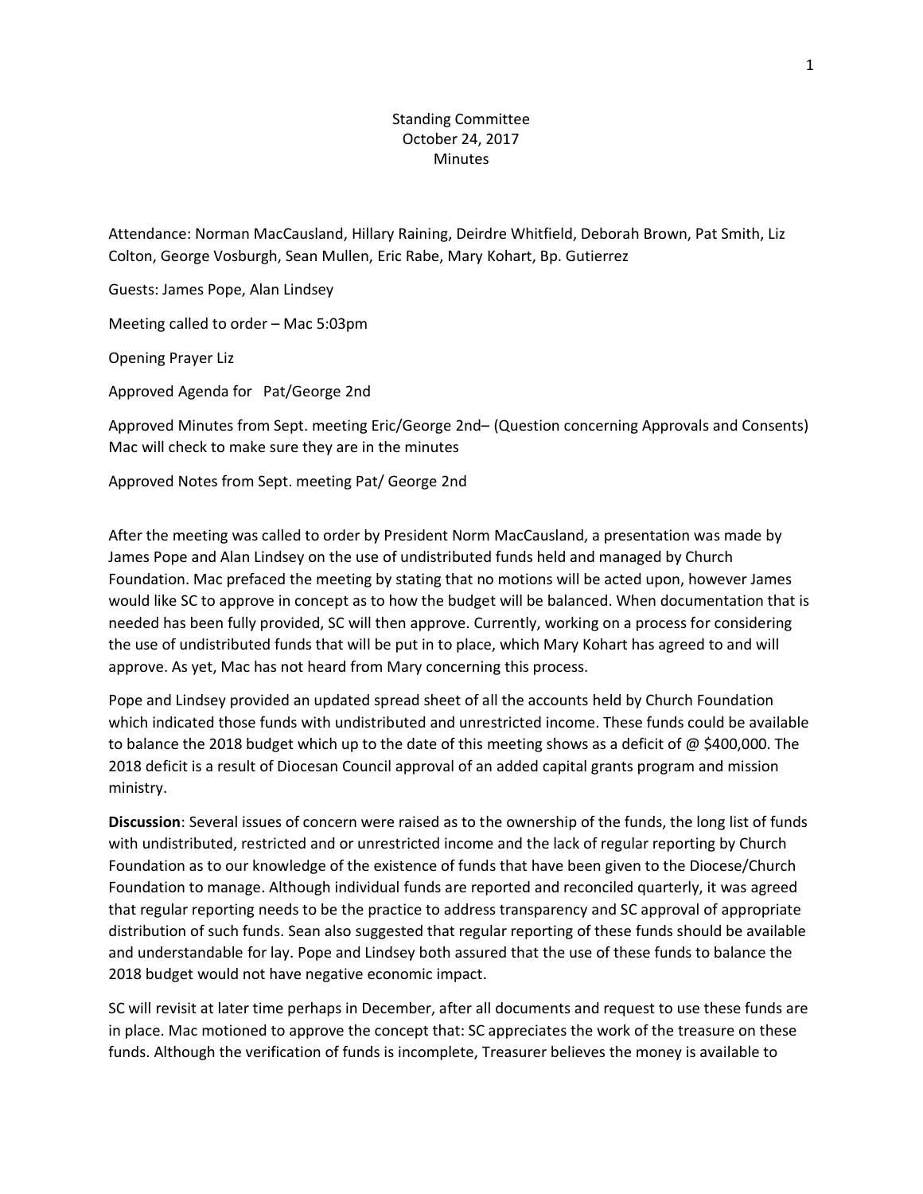Standing Committee
October 24, 2017
Minutes

Attendance: Norman MacCausland, Hillary Raining, Deirdre Whitfield, Deborah Brown, Pat Smith, Liz Colton, George Vosburgh, Sean Mullen, Eric Rabe, Mary Kohart, Bp. Gutierrez

Guests: James Pope, Alan Lindsey

Meeting called to order – Mac 5:03pm

Opening Prayer Liz

Approved Agenda for Pat/George 2nd

Approved Minutes from Sept. meeting Eric/George 2nd– (Question concerning Approvals and Consents) Mac will check to make sure they are in the minutes

Approved Notes from Sept. meeting Pat/ George 2nd

After the meeting was called to order by President Norm MacCausland, a presentation was made by James Pope and Alan Lindsey on the use of undistributed funds held and managed by Church Foundation. Mac prefaced the meeting by stating that no motions will be acted upon, however James would like SC to approve in concept as to how the budget will be balanced. When documentation that is needed has been fully provided, SC will then approve. Currently, working on a process for considering the use of undistributed funds that will be put in to place, which Mary Kohart has agreed to and will approve. As yet, Mac has not heard from Mary concerning this process.

Pope and Lindsey provided an updated spread sheet of all the accounts held by Church Foundation which indicated those funds with undistributed and unrestricted income. These funds could be available to balance the 2018 budget which up to the date of this meeting shows as a deficit of @ $400,000. The 2018 deficit is a result of Diocesan Council approval of an added capital grants program and mission ministry.

**Discussion**: Several issues of concern were raised as to the ownership of the funds, the long list of funds with undistributed, restricted and or unrestricted income and the lack of regular reporting by Church Foundation as to our knowledge of the existence of funds that have been given to the Diocese/Church Foundation to manage. Although individual funds are reported and reconciled quarterly, it was agreed that regular reporting needs to be the practice to address transparency and SC approval of appropriate distribution of such funds. Sean also suggested that regular reporting of these funds should be available and understandable for lay. Pope and Lindsey both assured that the use of these funds to balance the 2018 budget would not have negative economic impact.

SC will revisit at later time perhaps in December, after all documents and request to use these funds are in place. Mac motioned to approve the concept that: SC appreciates the work of the treasure on these funds. Although the verification of funds is incomplete, Treasurer believes the money is available to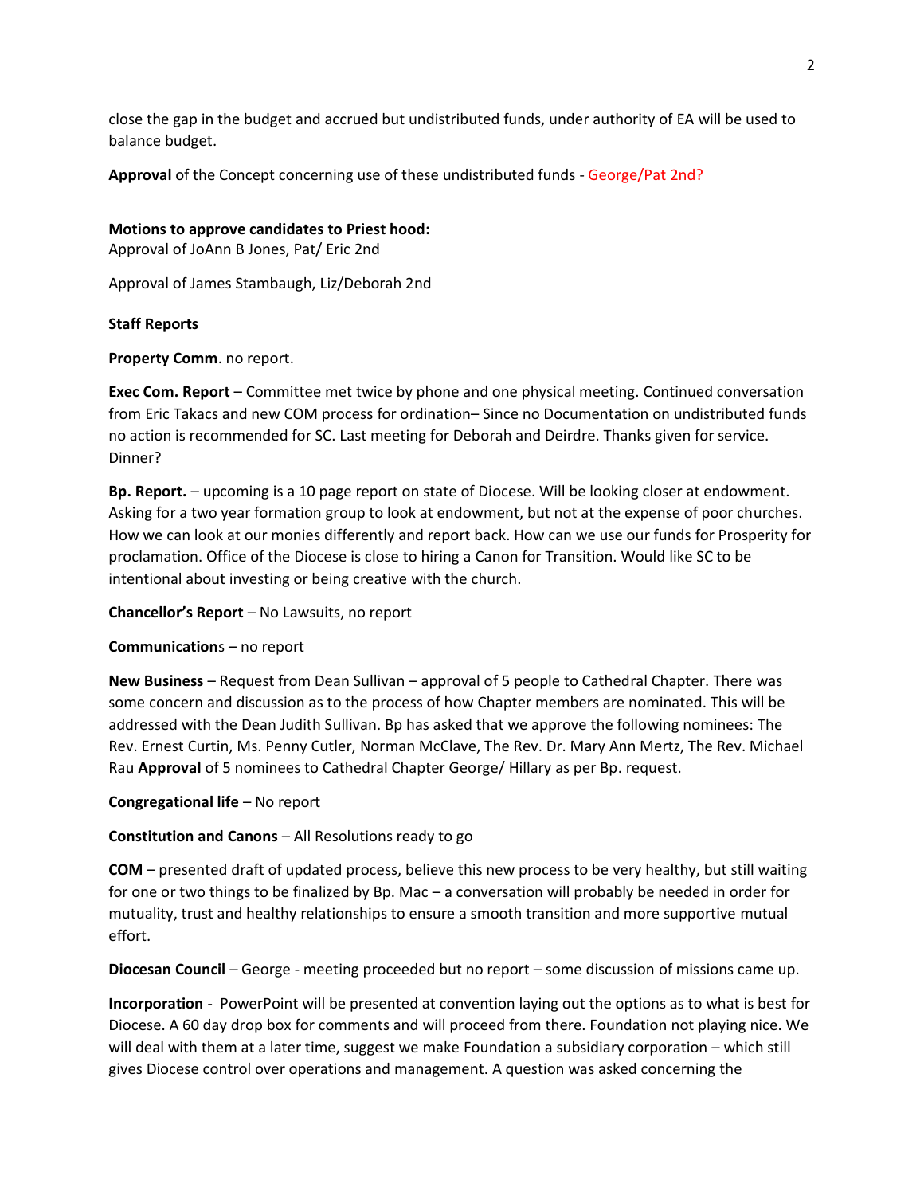close the gap in the budget and accrued but undistributed funds, under authority of EA will be used to balance budget.

**Approval** of the Concept concerning use of these undistributed funds - George/Pat 2nd?

**Motions to approve candidates to Priest hood:**
Approval of JoAnn B Jones, Pat/ Eric 2nd

Approval of James Stambaugh, Liz/Deborah 2nd

**Staff Reports**

**Property Comm**. no report.

**Exec Com. Report** – Committee met twice by phone and one physical meeting. Continued conversation from Eric Takacs and new COM process for ordination– Since no Documentation on undistributed funds no action is recommended for SC. Last meeting for Deborah and Deirdre. Thanks given for service. Dinner?

**Bp. Report.** – upcoming is a 10 page report on state of Diocese. Will be looking closer at endowment. Asking for a two year formation group to look at endowment, but not at the expense of poor churches. How we can look at our monies differently and report back. How can we use our funds for Prosperity for proclamation. Office of the Diocese is close to hiring a Canon for Transition. Would like SC to be intentional about investing or being creative with the church.

**Chancellor's Report** – No Lawsuits, no report

**Communication**s – no report

**New Business** – Request from Dean Sullivan – approval of 5 people to Cathedral Chapter. There was some concern and discussion as to the process of how Chapter members are nominated. This will be addressed with the Dean Judith Sullivan. Bp has asked that we approve the following nominees: The Rev. Ernest Curtin, Ms. Penny Cutler, Norman McClave, The Rev. Dr. Mary Ann Mertz, The Rev. Michael Rau **Approval** of 5 nominees to Cathedral Chapter George/ Hillary as per Bp. request.

**Congregational life** – No report

**Constitution and Canons** – All Resolutions ready to go

**COM** – presented draft of updated process, believe this new process to be very healthy, but still waiting for one or two things to be finalized by Bp. Mac – a conversation will probably be needed in order for mutuality, trust and healthy relationships to ensure a smooth transition and more supportive mutual effort.

**Diocesan Council** – George - meeting proceeded but no report – some discussion of missions came up.

**Incorporation** - PowerPoint will be presented at convention laying out the options as to what is best for Diocese. A 60 day drop box for comments and will proceed from there. Foundation not playing nice. We will deal with them at a later time, suggest we make Foundation a subsidiary corporation – which still gives Diocese control over operations and management. A question was asked concerning the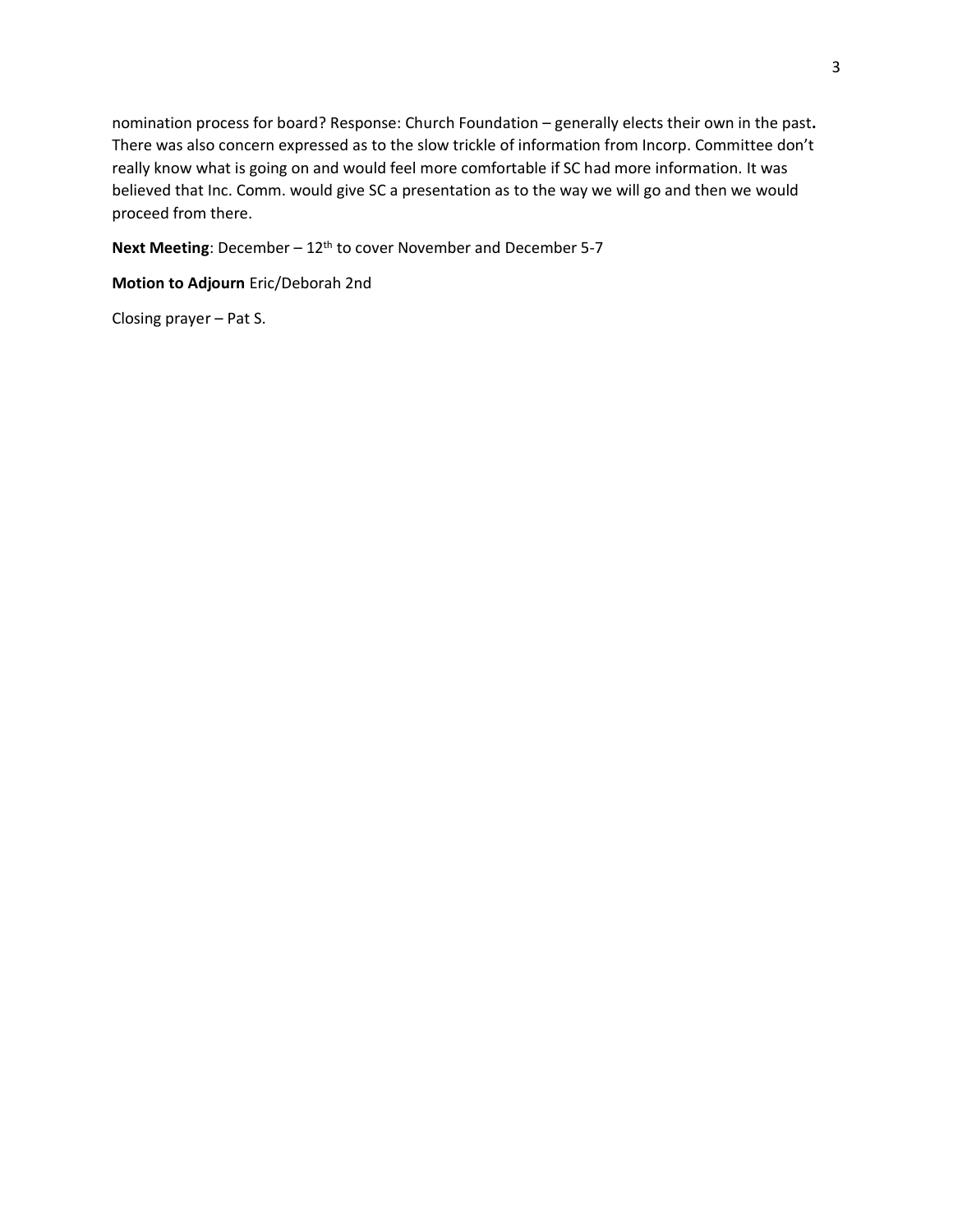nomination process for board? Response: Church Foundation – generally elects their own in the past**.** There was also concern expressed as to the slow trickle of information from Incorp. Committee don't really know what is going on and would feel more comfortable if SC had more information. It was believed that Inc. Comm. would give SC a presentation as to the way we will go and then we would proceed from there.

**Next Meeting**: December – 12th to cover November and December 5-7

**Motion to Adjourn** Eric/Deborah 2nd

Closing prayer – Pat S.